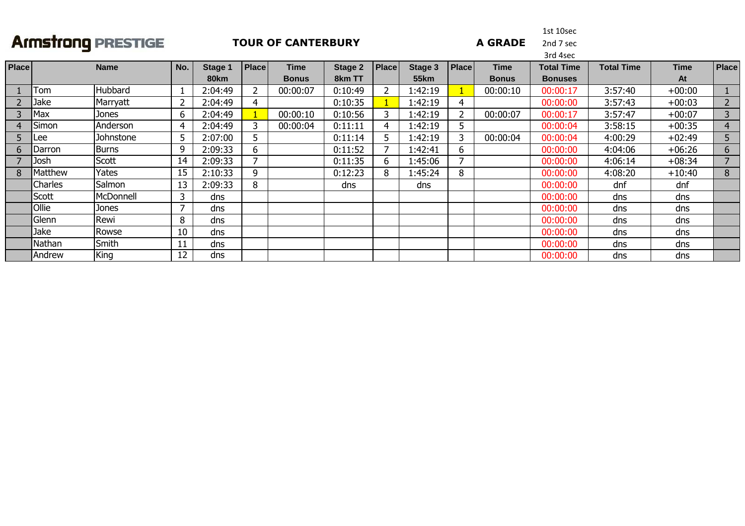# Armstrong PRESTIGE

## TOUR OF CANTERBURY

## A GRADE

1st 10sec
2nd 7 sec
3rd 4sec

| Place | Name | | No. | Stage 1 80km | Place | Time Bonus | Stage 2 8km TT | Place | Stage 3 55km | Place | Time Bonus | Total Time Bonuses | Total Time | Time At | Place |
|---|---|---|---|---|---|---|---|---|---|---|---|---|---|---|---|
| 1 | Tom | Hubbard | 1 | 2:04:49 | 2 | 00:00:07 | 0:10:49 | 2 | 1:42:19 | 1 | 00:00:10 | 00:00:17 | 3:57:40 | +00:00 | 1 |
| 2 | Jake | Marryatt | 2 | 2:04:49 | 4 | | 0:10:35 | 1 | 1:42:19 | 4 | | 00:00:00 | 3:57:43 | +00:03 | 2 |
| 3 | Max | Jones | 6 | 2:04:49 | 1 | 00:00:10 | 0:10:56 | 3 | 1:42:19 | 2 | 00:00:07 | 00:00:17 | 3:57:47 | +00:07 | 3 |
| 4 | Simon | Anderson | 4 | 2:04:49 | 3 | 00:00:04 | 0:11:11 | 4 | 1:42:19 | 5 | | 00:00:04 | 3:58:15 | +00:35 | 4 |
| 5 | Lee | Johnstone | 5 | 2:07:00 | 5 | | 0:11:14 | 5 | 1:42:19 | 3 | 00:00:04 | 00:00:04 | 4:00:29 | +02:49 | 5 |
| 6 | Darron | Burns | 9 | 2:09:33 | 6 | | 0:11:52 | 7 | 1:42:41 | 6 | | 00:00:00 | 4:04:06 | +06:26 | 6 |
| 7 | Josh | Scott | 14 | 2:09:33 | 7 | | 0:11:35 | 6 | 1:45:06 | 7 | | 00:00:00 | 4:06:14 | +08:34 | 7 |
| 8 | Matthew | Yates | 15 | 2:10:33 | 9 | | 0:12:23 | 8 | 1:45:24 | 8 | | 00:00:00 | 4:08:20 | +10:40 | 8 |
| | Charles | Salmon | 13 | 2:09:33 | 8 | | dns | | dns | | | 00:00:00 | dnf | dnf | |
| | Scott | McDonnell | 3 | dns | | | | | | | | 00:00:00 | dns | dns | |
| | Ollie | Jones | 7 | dns | | | | | | | | 00:00:00 | dns | dns | |
| | Glenn | Rewi | 8 | dns | | | | | | | | 00:00:00 | dns | dns | |
| | Jake | Rowse | 10 | dns | | | | | | | | 00:00:00 | dns | dns | |
| | Nathan | Smith | 11 | dns | | | | | | | | 00:00:00 | dns | dns | |
| | Andrew | King | 12 | dns | | | | | | | | 00:00:00 | dns | dns | |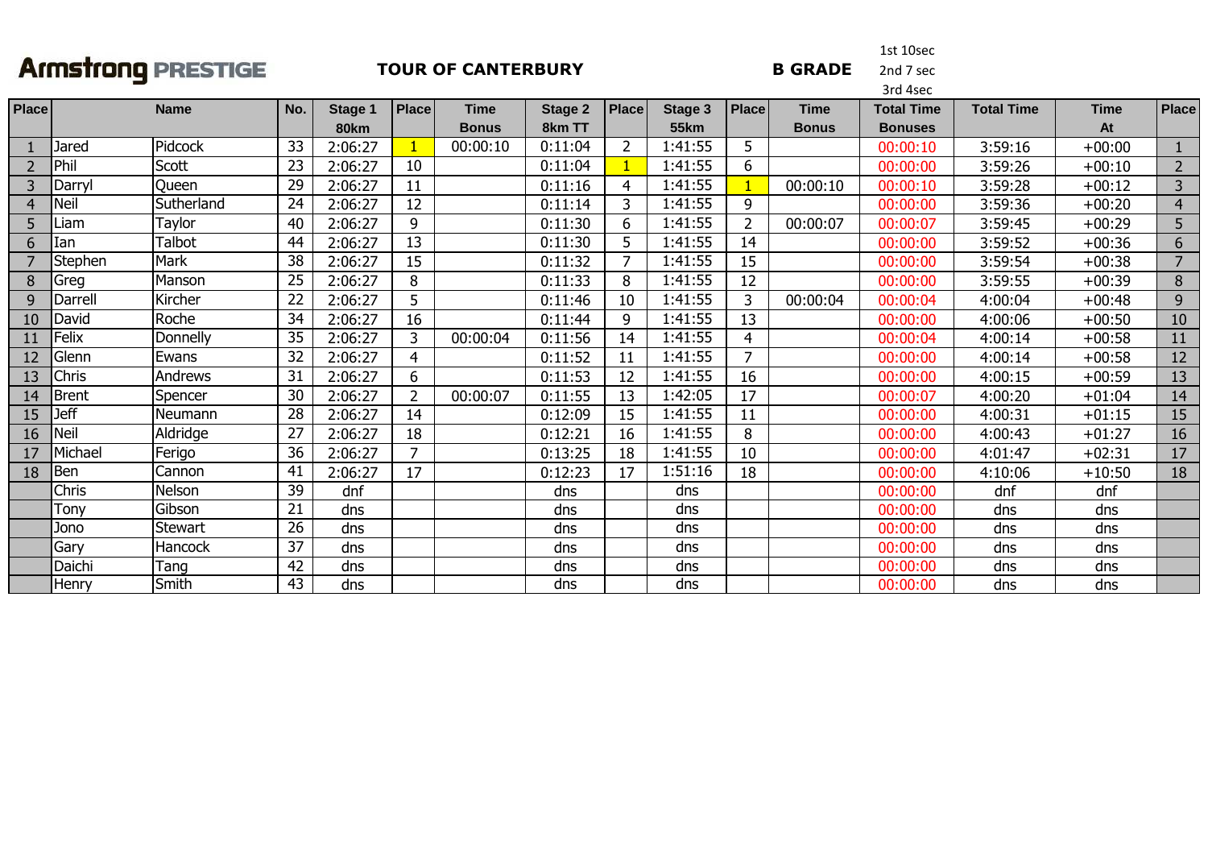**Armstrong PRESTIGE** **TOUR OF CANTERBURY** **B GRADE**

1st 10sec
2nd 7 sec
3rd 4sec

| Place | Name | | No. | Stage 1 80km | Place | Time Bonus | Stage 2 8km TT | Place | Stage 3 55km | Place | Time Bonus | Total Time Bonuses | Total Time | Time At | Place |
|---|---|---|---|---|---|---|---|---|---|---|---|---|---|---|---|
| 1 | Jared | Pidcock | 33 | 2:06:27 | 1 | 00:00:10 | 0:11:04 | 2 | 1:41:55 | 5 | | 00:00:10 | 3:59:16 | +00:00 | 1 |
| 2 | Phil | Scott | 23 | 2:06:27 | 10 | | 0:11:04 | 1 | 1:41:55 | 6 | | 00:00:00 | 3:59:26 | +00:10 | 2 |
| 3 | Darryl | Queen | 29 | 2:06:27 | 11 | | 0:11:16 | 4 | 1:41:55 | 1 | 00:00:10 | 00:00:10 | 3:59:28 | +00:12 | 3 |
| 4 | Neil | Sutherland | 24 | 2:06:27 | 12 | | 0:11:14 | 3 | 1:41:55 | 9 | | 00:00:00 | 3:59:36 | +00:20 | 4 |
| 5 | Liam | Taylor | 40 | 2:06:27 | 9 | | 0:11:30 | 6 | 1:41:55 | 2 | 00:00:07 | 00:00:07 | 3:59:45 | +00:29 | 5 |
| 6 | Ian | Talbot | 44 | 2:06:27 | 13 | | 0:11:30 | 5 | 1:41:55 | 14 | | 00:00:00 | 3:59:52 | +00:36 | 6 |
| 7 | Stephen | Mark | 38 | 2:06:27 | 15 | | 0:11:32 | 7 | 1:41:55 | 15 | | 00:00:00 | 3:59:54 | +00:38 | 7 |
| 8 | Greg | Manson | 25 | 2:06:27 | 8 | | 0:11:33 | 8 | 1:41:55 | 12 | | 00:00:00 | 3:59:55 | +00:39 | 8 |
| 9 | Darrell | Kircher | 22 | 2:06:27 | 5 | | 0:11:46 | 10 | 1:41:55 | 3 | 00:00:04 | 00:00:04 | 4:00:04 | +00:48 | 9 |
| 10 | David | Roche | 34 | 2:06:27 | 16 | | 0:11:44 | 9 | 1:41:55 | 13 | | 00:00:00 | 4:00:06 | +00:50 | 10 |
| 11 | Felix | Donnelly | 35 | 2:06:27 | 3 | 00:00:04 | 0:11:56 | 14 | 1:41:55 | 4 | | 00:00:04 | 4:00:14 | +00:58 | 11 |
| 12 | Glenn | Ewans | 32 | 2:06:27 | 4 | | 0:11:52 | 11 | 1:41:55 | 7 | | 00:00:00 | 4:00:14 | +00:58 | 12 |
| 13 | Chris | Andrews | 31 | 2:06:27 | 6 | | 0:11:53 | 12 | 1:41:55 | 16 | | 00:00:00 | 4:00:15 | +00:59 | 13 |
| 14 | Brent | Spencer | 30 | 2:06:27 | 2 | 00:00:07 | 0:11:55 | 13 | 1:42:05 | 17 | | 00:00:07 | 4:00:20 | +01:04 | 14 |
| 15 | Jeff | Neumann | 28 | 2:06:27 | 14 | | 0:12:09 | 15 | 1:41:55 | 11 | | 00:00:00 | 4:00:31 | +01:15 | 15 |
| 16 | Neil | Aldridge | 27 | 2:06:27 | 18 | | 0:12:21 | 16 | 1:41:55 | 8 | | 00:00:00 | 4:00:43 | +01:27 | 16 |
| 17 | Michael | Ferigo | 36 | 2:06:27 | 7 | | 0:13:25 | 18 | 1:41:55 | 10 | | 00:00:00 | 4:01:47 | +02:31 | 17 |
| 18 | Ben | Cannon | 41 | 2:06:27 | 17 | | 0:12:23 | 17 | 1:51:16 | 18 | | 00:00:00 | 4:10:06 | +10:50 | 18 |
| | Chris | Nelson | 39 | dnf | | | dns | | dns | | | 00:00:00 | dnf | dnf | |
| | Tony | Gibson | 21 | dns | | | dns | | dns | | | 00:00:00 | dns | dns | |
| | Jono | Stewart | 26 | dns | | | dns | | dns | | | 00:00:00 | dns | dns | |
| | Gary | Hancock | 37 | dns | | | dns | | dns | | | 00:00:00 | dns | dns | |
| | Daichi | Tang | 42 | dns | | | dns | | dns | | | 00:00:00 | dns | dns | |
| | Henry | Smith | 43 | dns | | | dns | | dns | | | 00:00:00 | dns | dns | |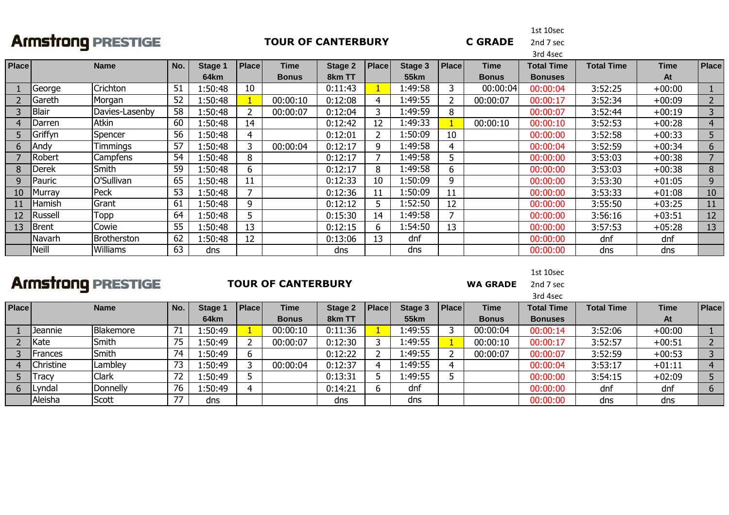**Armstrong PRESTIGE** **TOUR OF CANTERBURY** **C GRADE**

1st 10sec
2nd 7 sec
3rd 4sec

| Place | Name | | No. | Stage 1 64km | Place | Time Bonus | Stage 2 8km TT | Place | Stage 3 55km | Place | Time Bonus | Total Time Bonuses | Total Time | Time At | Place |
|---|---|---|---|---|---|---|---|---|---|---|---|---|---|---|---|
| 1 | George | Crichton | 51 | 1:50:48 | 10 | | 0:11:43 | 1 | 1:49:58 | 3 | 00:00:04 | 00:00:04 | 3:52:25 | +00:00 | 1 |
| 2 | Gareth | Morgan | 52 | 1:50:48 | 1 | 00:00:10 | 0:12:08 | 4 | 1:49:55 | 2 | 00:00:07 | 00:00:17 | 3:52:34 | +00:09 | 2 |
| 3 | Blair | Davies-Lasenby | 58 | 1:50:48 | 2 | 00:00:07 | 0:12:04 | 3 | 1:49:59 | 8 | | 00:00:07 | 3:52:44 | +00:19 | 3 |
| 4 | Darren | Atkin | 60 | 1:50:48 | 14 | | 0:12:42 | 12 | 1:49:33 | 1 | 00:00:10 | 00:00:10 | 3:52:53 | +00:28 | 4 |
| 5 | Griffyn | Spencer | 56 | 1:50:48 | 4 | | 0:12:01 | 2 | 1:50:09 | 10 | | 00:00:00 | 3:52:58 | +00:33 | 5 |
| 6 | Andy | Timmings | 57 | 1:50:48 | 3 | 00:00:04 | 0:12:17 | 9 | 1:49:58 | 4 | | 00:00:04 | 3:52:59 | +00:34 | 6 |
| 7 | Robert | Campfens | 54 | 1:50:48 | 8 | | 0:12:17 | 7 | 1:49:58 | 5 | | 00:00:00 | 3:53:03 | +00:38 | 7 |
| 8 | Derek | Smith | 59 | 1:50:48 | 6 | | 0:12:17 | 8 | 1:49:58 | 6 | | 00:00:00 | 3:53:03 | +00:38 | 8 |
| 9 | Pauric | O'Sullivan | 65 | 1:50:48 | 11 | | 0:12:33 | 10 | 1:50:09 | 9 | | 00:00:00 | 3:53:30 | +01:05 | 9 |
| 10 | Murray | Peck | 53 | 1:50:48 | 7 | | 0:12:36 | 11 | 1:50:09 | 11 | | 00:00:00 | 3:53:33 | +01:08 | 10 |
| 11 | Hamish | Grant | 61 | 1:50:48 | 9 | | 0:12:12 | 5 | 1:52:50 | 12 | | 00:00:00 | 3:55:50 | +03:25 | 11 |
| 12 | Russell | Topp | 64 | 1:50:48 | 5 | | 0:15:30 | 14 | 1:49:58 | 7 | | 00:00:00 | 3:56:16 | +03:51 | 12 |
| 13 | Brent | Cowie | 55 | 1:50:48 | 13 | | 0:12:15 | 6 | 1:54:50 | 13 | | 00:00:00 | 3:57:53 | +05:28 | 13 |
| | Navarh | Brotherston | 62 | 1:50:48 | 12 | | 0:13:06 | 13 | dnf | | | 00:00:00 | dnf | dnf | |
| | Neill | Williams | 63 | dns | | | dns | | dns | | | 00:00:00 | dns | dns | |

**Armstrong PRESTIGE** **TOUR OF CANTERBURY** **WA GRADE**

1st 10sec
2nd 7 sec
3rd 4sec

| Place | Name | | No. | Stage 1 64km | Place | Time Bonus | Stage 2 8km TT | Place | Stage 3 55km | Place | Time Bonus | Total Time Bonuses | Total Time | Time At | Place |
|---|---|---|---|---|---|---|---|---|---|---|---|---|---|---|---|
| 1 | Jeannie | Blakemore | 71 | 1:50:49 | 1 | 00:00:10 | 0:11:36 | 1 | 1:49:55 | 3 | 00:00:04 | 00:00:14 | 3:52:06 | +00:00 | 1 |
| 2 | Kate | Smith | 75 | 1:50:49 | 2 | 00:00:07 | 0:12:30 | 3 | 1:49:55 | 1 | 00:00:10 | 00:00:17 | 3:52:57 | +00:51 | 2 |
| 3 | Frances | Smith | 74 | 1:50:49 | 6 | | 0:12:22 | 2 | 1:49:55 | 2 | 00:00:07 | 00:00:07 | 3:52:59 | +00:53 | 3 |
| 4 | Christine | Lambley | 73 | 1:50:49 | 3 | 00:00:04 | 0:12:37 | 4 | 1:49:55 | 4 | | 00:00:04 | 3:53:17 | +01:11 | 4 |
| 5 | Tracy | Clark | 72 | 1:50:49 | 5 | | 0:13:31 | 5 | 1:49:55 | 5 | | 00:00:00 | 3:54:15 | +02:09 | 5 |
| 6 | Lyndal | Donnelly | 76 | 1:50:49 | 4 | | 0:14:21 | 6 | dnf | | | 00:00:00 | dnf | dnf | 6 |
| | Aleisha | Scott | 77 | dns | | | dns | | dns | | | 00:00:00 | dns | dns | |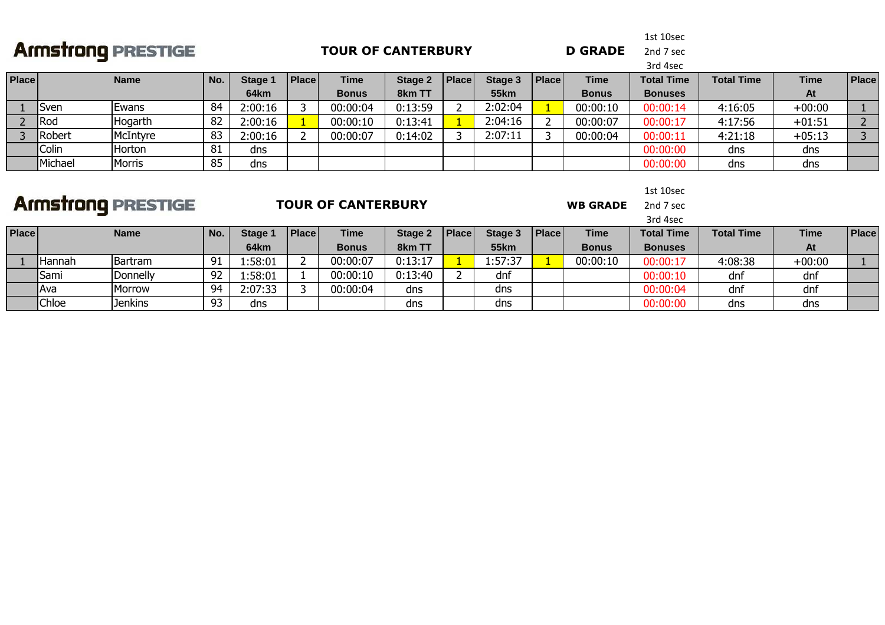**Armstrong PRESTIGE**

**TOUR OF CANTERBURY** **D GRADE**

1st 10sec
2nd 7 sec
3rd 4sec

| Place | Name | | No. | Stage 1 64km | Place | Time Bonus | Stage 2 8km TT | Place | Stage 3 55km | Place | Time Bonus | Total Time Bonuses | Total Time | Time At | Place |
|---|---|---|---|---|---|---|---|---|---|---|---|---|---|---|---|
| 1 | Sven | Ewans | 84 | 2:00:16 | 3 | 00:00:04 | 0:13:59 | 2 | 2:02:04 | 1 | 00:00:10 | 00:00:14 | 4:16:05 | +00:00 | 1 |
| 2 | Rod | Hogarth | 82 | 2:00:16 | 1 | 00:00:10 | 0:13:41 | 1 | 2:04:16 | 2 | 00:00:07 | 00:00:17 | 4:17:56 | +01:51 | 2 |
| 3 | Robert | McIntyre | 83 | 2:00:16 | 2 | 00:00:07 | 0:14:02 | 3 | 2:07:11 | 3 | 00:00:04 | 00:00:11 | 4:21:18 | +05:13 | 3 |
| | Colin | Horton | 81 | dns | | | | | | | | 00:00:00 | dns | dns | |
| | Michael | Morris | 85 | dns | | | | | | | | 00:00:00 | dns | dns | |

**Armstrong PRESTIGE**

**TOUR OF CANTERBURY** **WB GRADE**

1st 10sec
2nd 7 sec
3rd 4sec

| Place | Name | | No. | Stage 1 64km | Place | Time Bonus | Stage 2 8km TT | Place | Stage 3 55km | Place | Time Bonus | Total Time Bonuses | Total Time | Time At | Place |
|---|---|---|---|---|---|---|---|---|---|---|---|---|---|---|---|
| 1 | Hannah | Bartram | 91 | 1:58:01 | 2 | 00:00:07 | 0:13:17 | 1 | 1:57:37 | 1 | 00:00:10 | 00:00:17 | 4:08:38 | +00:00 | 1 |
| | Sami | Donnelly | 92 | 1:58:01 | 1 | 00:00:10 | 0:13:40 | 2 | dnf | | | 00:00:10 | dnf | dnf | |
| | Ava | Morrow | 94 | 2:07:33 | 3 | 00:00:04 | dns | | dns | | | 00:00:04 | dnf | dnf | |
| | Chloe | Jenkins | 93 | dns | | | dns | | dns | | | 00:00:00 | dns | dns | |